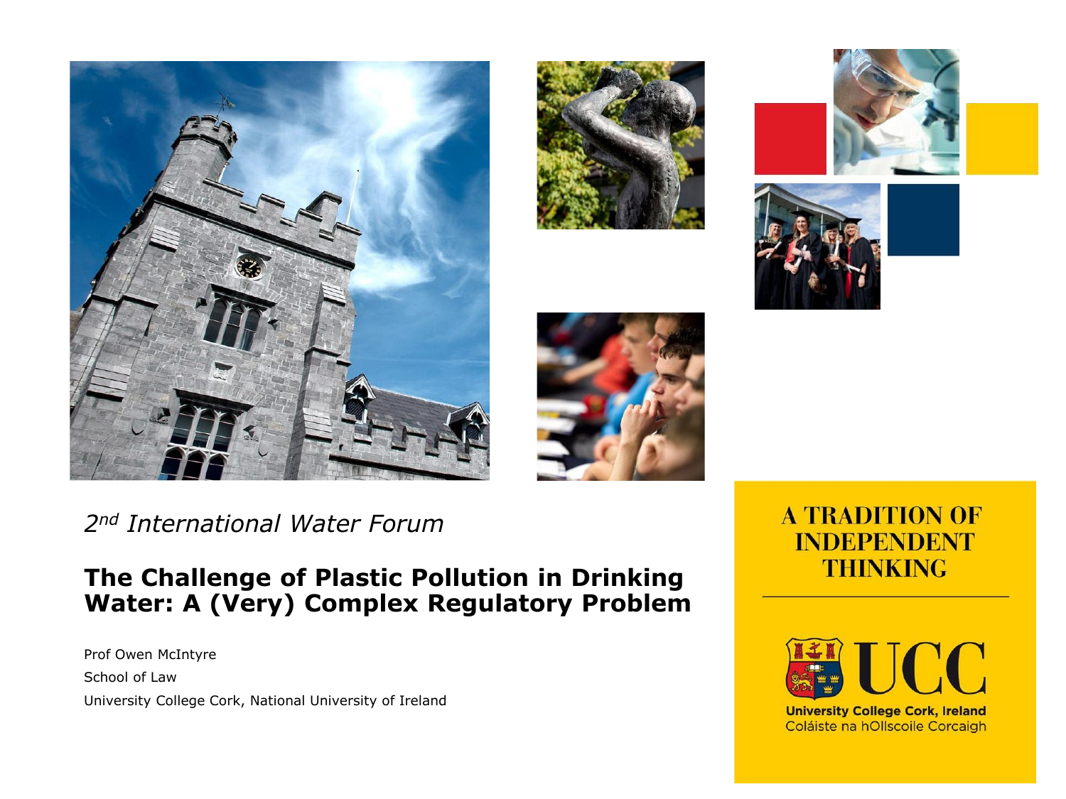*2nd International Water Forum*

# The Challenge of Plastic Pollution in Drinking Water: A (Very) Complex Regulatory Problem

Prof Owen McIntyre

School of Law

University College Cork, National University of Ireland

A TRADITION OF INDEPENDENT THINKING

UCC

University College Cork, Ireland

Coláiste na hOllscoile Corcaigh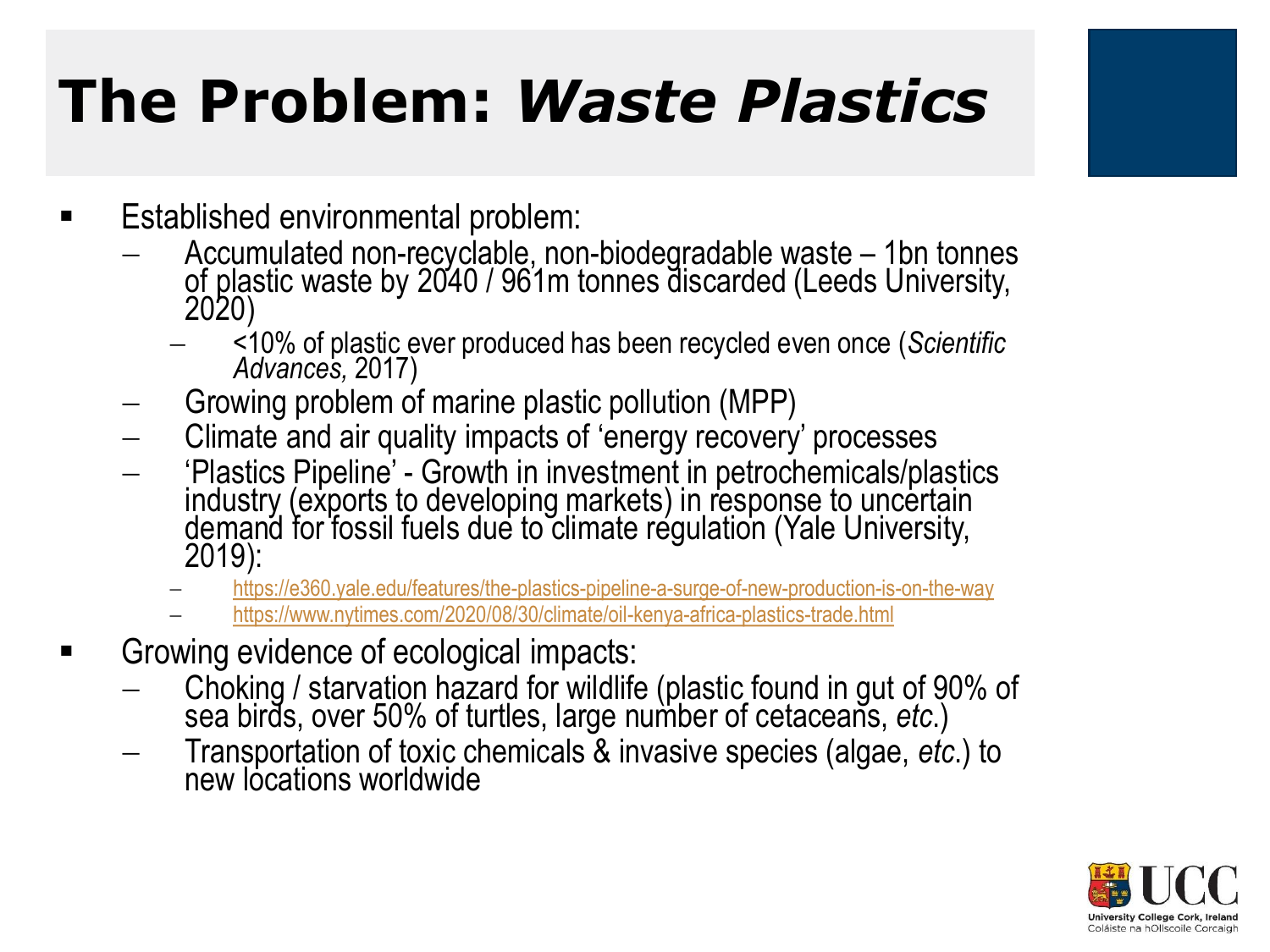# The Problem: *Waste Plastics*

- Established environmental problem:
  - Accumulated non-recyclable, non-biodegradable waste – 1bn tonnes of plastic waste by 2040 / 961m tonnes discarded (Leeds University, 2020)
    - <10% of plastic ever produced has been recycled even once (*Scientific Advances,* 2017)
  - Growing problem of marine plastic pollution (MPP)
  - Climate and air quality impacts of 'energy recovery' processes
  - 'Plastics Pipeline' - Growth in investment in petrochemicals/plastics industry (exports to developing markets) in response to uncertain demand for fossil fuels due to climate regulation (Yale University, 2019):
    - https://e360.yale.edu/features/the-plastics-pipeline-a-surge-of-new-production-is-on-the-way
    - https://www.nytimes.com/2020/08/30/climate/oil-kenya-africa-plastics-trade.html
- Growing evidence of ecological impacts:
  - Choking / starvation hazard for wildlife (plastic found in gut of 90% of sea birds, over 50% of turtles, large number of cetaceans, *etc*.)
  - Transportation of toxic chemicals & invasive species (algae, *etc*.) to new locations worldwide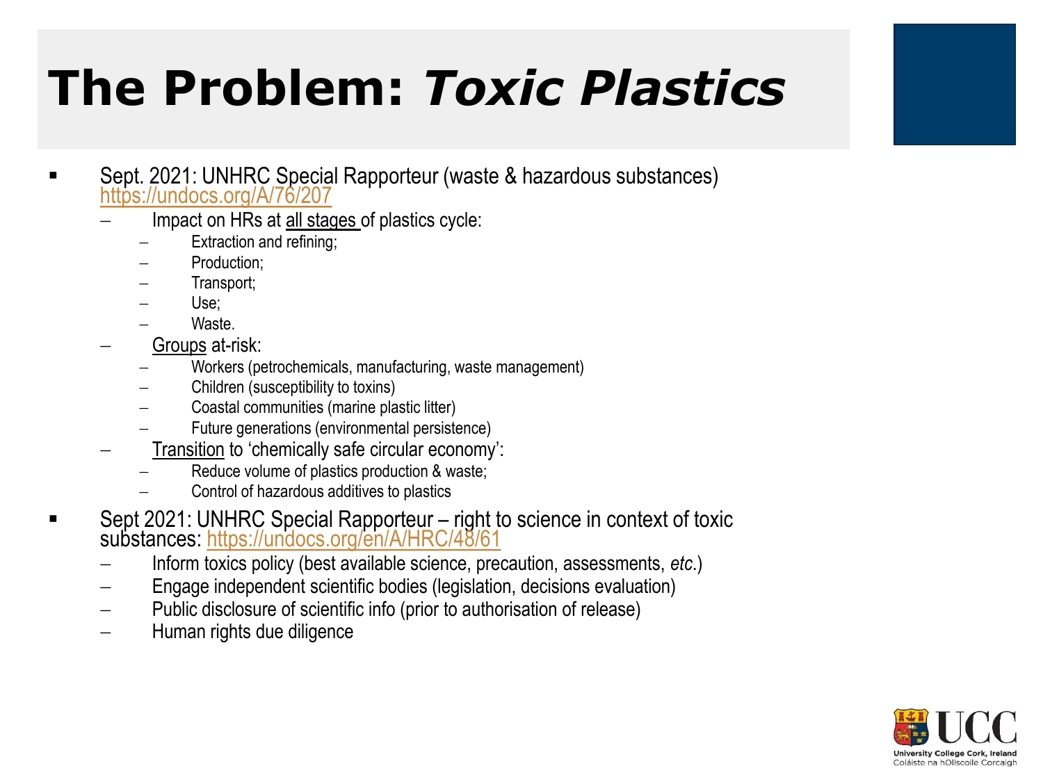# The Problem: *Toxic Plastics*

- Sept. 2021: UNHRC Special Rapporteur (waste & hazardous substances) https://undocs.org/A/76/207
  - Impact on HRs at all stages of plastics cycle:
    - Extraction and refining;
    - Production;
    - Transport;
    - Use;
    - Waste.
  - Groups at-risk:
    - Workers (petrochemicals, manufacturing, waste management)
    - Children (susceptibility to toxins)
    - Coastal communities (marine plastic litter)
    - Future generations (environmental persistence)
  - Transition to 'chemically safe circular economy':
    - Reduce volume of plastics production & waste;
    - Control of hazardous additives to plastics
- Sept 2021: UNHRC Special Rapporteur – right to science in context of toxic substances: https://undocs.org/en/A/HRC/48/61
  - Inform toxics policy (best available science, precaution, assessments, *etc.*)
  - Engage independent scientific bodies (legislation, decisions evaluation)
  - Public disclosure of scientific info (prior to authorisation of release)
  - Human rights due diligence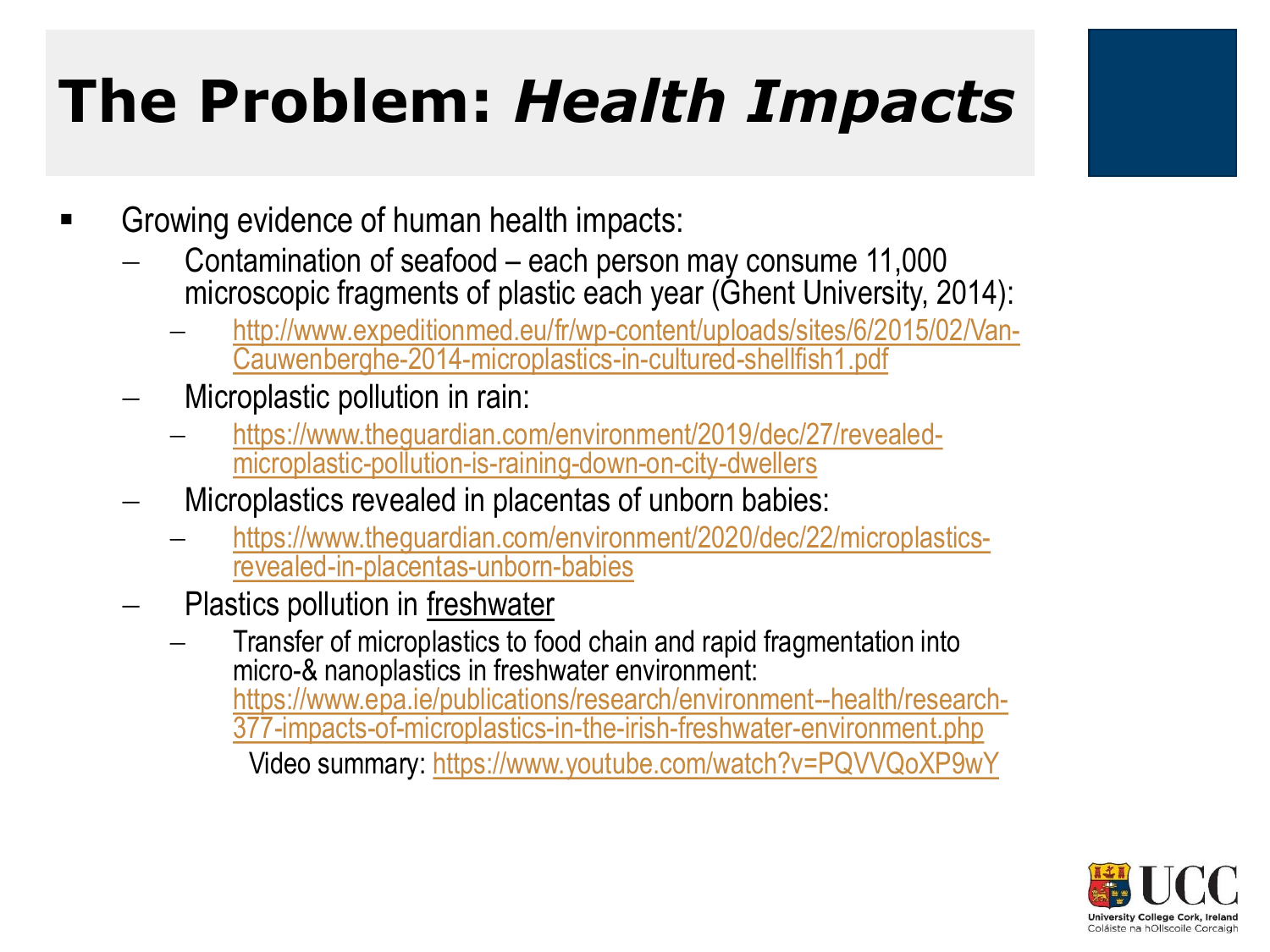# The Problem: *Health Impacts*

- Growing evidence of human health impacts:
  - Contamination of seafood – each person may consume 11,000 microscopic fragments of plastic each year (Ghent University, 2014):
    - http://www.expeditionmed.eu/fr/wp-content/uploads/sites/6/2015/02/Van-Cauwenberghe-2014-microplastics-in-cultured-shellfish1.pdf
  - Microplastic pollution in rain:
    - https://www.theguardian.com/environment/2019/dec/27/revealed-microplastic-pollution-is-raining-down-on-city-dwellers
  - Microplastics revealed in placentas of unborn babies:
    - https://www.theguardian.com/environment/2020/dec/22/microplastics-revealed-in-placentas-unborn-babies
  - Plastics pollution in freshwater
    - Transfer of microplastics to food chain and rapid fragmentation into micro-& nanoplastics in freshwater environment: https://www.epa.ie/publications/research/environment--health/research-377-impacts-of-microplastics-in-the-irish-freshwater-environment.php

      Video summary: https://www.youtube.com/watch?v=PQVVQoXP9wY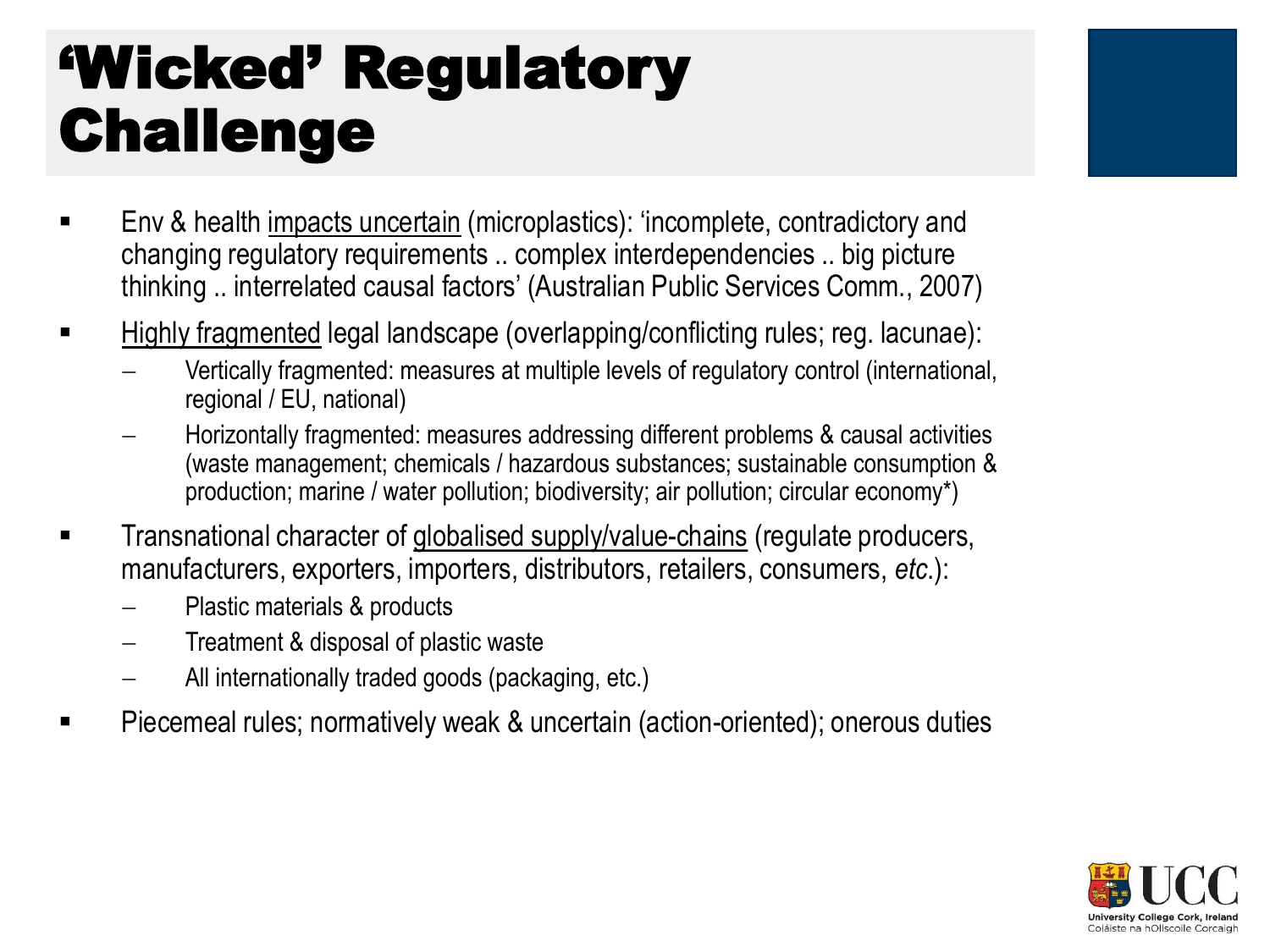# 'Wicked' Regulatory Challenge

- Env & health <u>impacts uncertain</u> (microplastics): 'incomplete, contradictory and changing regulatory requirements .. complex interdependencies .. big picture thinking .. interrelated causal factors' (Australian Public Services Comm., 2007)
- <u>Highly fragmented</u> legal landscape (overlapping/conflicting rules; reg. lacunae):
  - Vertically fragmented: measures at multiple levels of regulatory control (international, regional / EU, national)
  - Horizontally fragmented: measures addressing different problems & causal activities (waste management; chemicals / hazardous substances; sustainable consumption & production; marine / water pollution; biodiversity; air pollution; circular economy*)
- Transnational character of <u>globalised supply/value-chains</u> (regulate producers, manufacturers, exporters, importers, distributors, retailers, consumers, *etc*.):
  - Plastic materials & products
  - Treatment & disposal of plastic waste
  - All internationally traded goods (packaging, etc.)
- Piecemeal rules; normatively weak & uncertain (action-oriented); onerous duties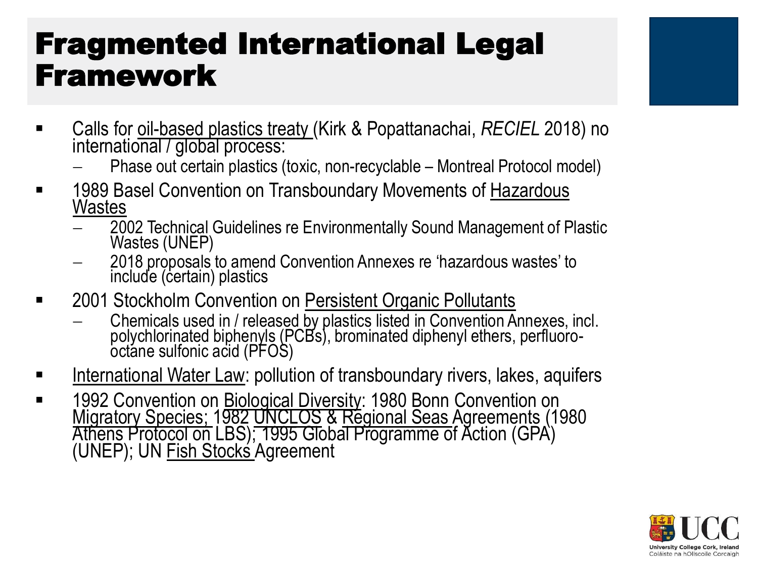# Fragmented International Legal Framework

- Calls for oil-based plastics treaty (Kirk & Popattanachai, *RECIEL* 2018) no international / global process:
  - Phase out certain plastics (toxic, non-recyclable – Montreal Protocol model)
- 1989 Basel Convention on Transboundary Movements of Hazardous Wastes
  - 2002 Technical Guidelines re Environmentally Sound Management of Plastic Wastes (UNEP)
  - 2018 proposals to amend Convention Annexes re 'hazardous wastes' to include (certain) plastics
- 2001 Stockholm Convention on Persistent Organic Pollutants
  - Chemicals used in / released by plastics listed in Convention Annexes, incl. polychlorinated biphenyls (PCBs), brominated diphenyl ethers, perfluoro-octane sulfonic acid (PFOS)
- International Water Law: pollution of transboundary rivers, lakes, aquifers
- 1992 Convention on Biological Diversity: 1980 Bonn Convention on Migratory Species; 1982 UNCLOS & Regional Seas Agreements (1980 Athens Protocol on LBS); 1995 Global Programme of Action (GPA) (UNEP); UN Fish Stocks Agreement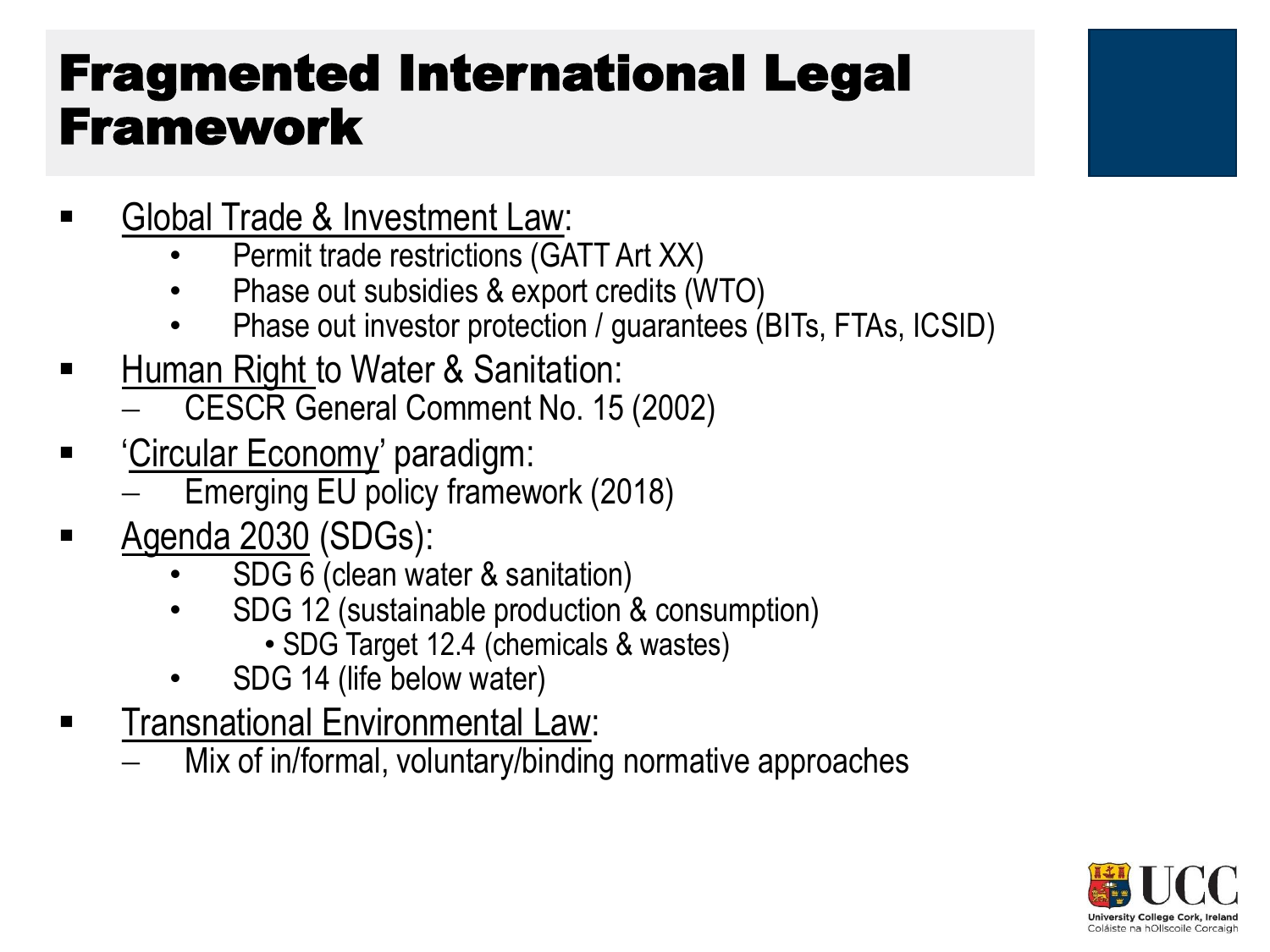# Fragmented International Legal Framework

- Global Trade & Investment Law:
  - Permit trade restrictions (GATT Art XX)
  - Phase out subsidies & export credits (WTO)
  - Phase out investor protection / guarantees (BITs, FTAs, ICSID)
- Human Right to Water & Sanitation:
  - CESCR General Comment No. 15 (2002)
- 'Circular Economy' paradigm:
  - Emerging EU policy framework (2018)
- Agenda 2030 (SDGs):
  - SDG 6 (clean water & sanitation)
  - SDG 12 (sustainable production & consumption)
    - SDG Target 12.4 (chemicals & wastes)
  - SDG 14 (life below water)
- Transnational Environmental Law:
  - Mix of in/formal, voluntary/binding normative approaches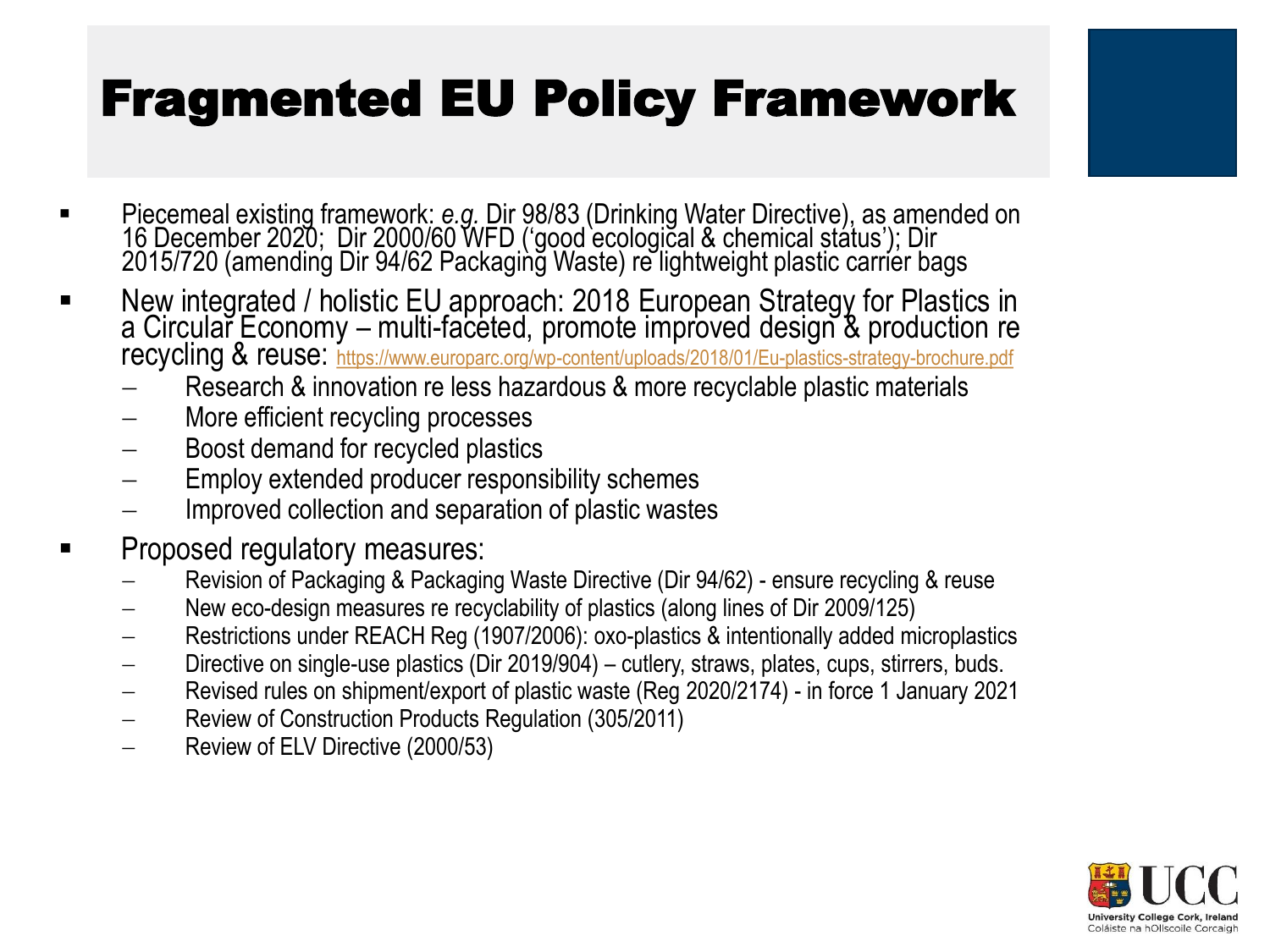# Fragmented EU Policy Framework

- Piecemeal existing framework: *e.g.* Dir 98/83 (Drinking Water Directive), as amended on 16 December 2020; Dir 2000/60 WFD ('good ecological & chemical status'); Dir 2015/720 (amending Dir 94/62 Packaging Waste) re lightweight plastic carrier bags
- New integrated / holistic EU approach: 2018 European Strategy for Plastics in a Circular Economy – multi-faceted, promote improved design & production re recycling & reuse: https://www.europarc.org/wp-content/uploads/2018/01/Eu-plastics-strategy-brochure.pdf
  - Research & innovation re less hazardous & more recyclable plastic materials
  - More efficient recycling processes
  - Boost demand for recycled plastics
  - Employ extended producer responsibility schemes
  - Improved collection and separation of plastic wastes
- Proposed regulatory measures:
  - Revision of Packaging & Packaging Waste Directive (Dir 94/62) - ensure recycling & reuse
  - New eco-design measures re recyclability of plastics (along lines of Dir 2009/125)
  - Restrictions under REACH Reg (1907/2006): oxo-plastics & intentionally added microplastics
  - Directive on single-use plastics (Dir 2019/904) – cutlery, straws, plates, cups, stirrers, buds.
  - Revised rules on shipment/export of plastic waste (Reg 2020/2174) - in force 1 January 2021
  - Review of Construction Products Regulation (305/2011)
  - Review of ELV Directive (2000/53)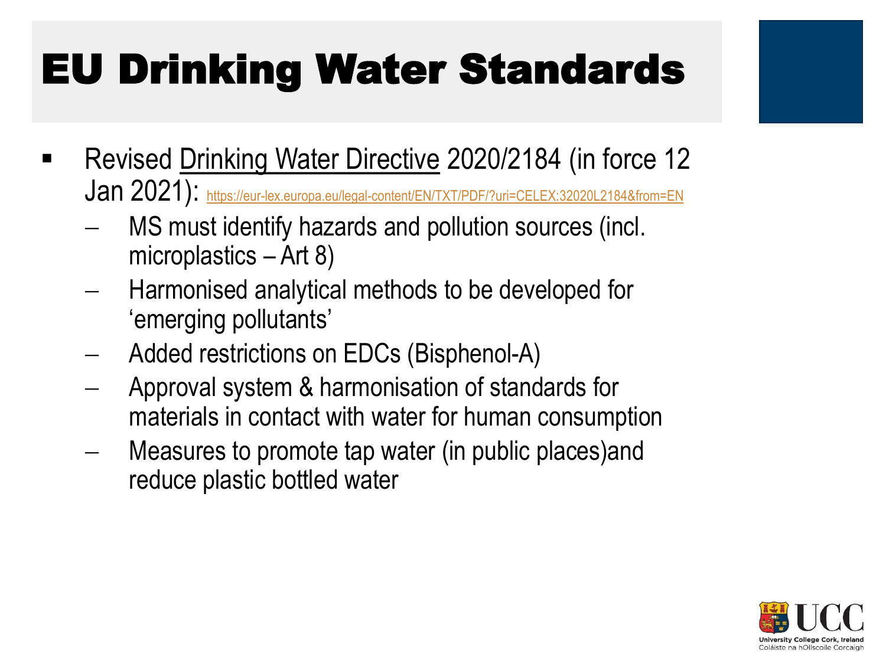# EU Drinking Water Standards

- Revised Drinking Water Directive 2020/2184 (in force 12 Jan 2021): https://eur-lex.europa.eu/legal-content/EN/TXT/PDF/?uri=CELEX:32020L2184&from=EN
  - MS must identify hazards and pollution sources (incl. microplastics – Art 8)
  - Harmonised analytical methods to be developed for 'emerging pollutants'
  - Added restrictions on EDCs (Bisphenol-A)
  - Approval system & harmonisation of standards for materials in contact with water for human consumption
  - Measures to promote tap water (in public places)and reduce plastic bottled water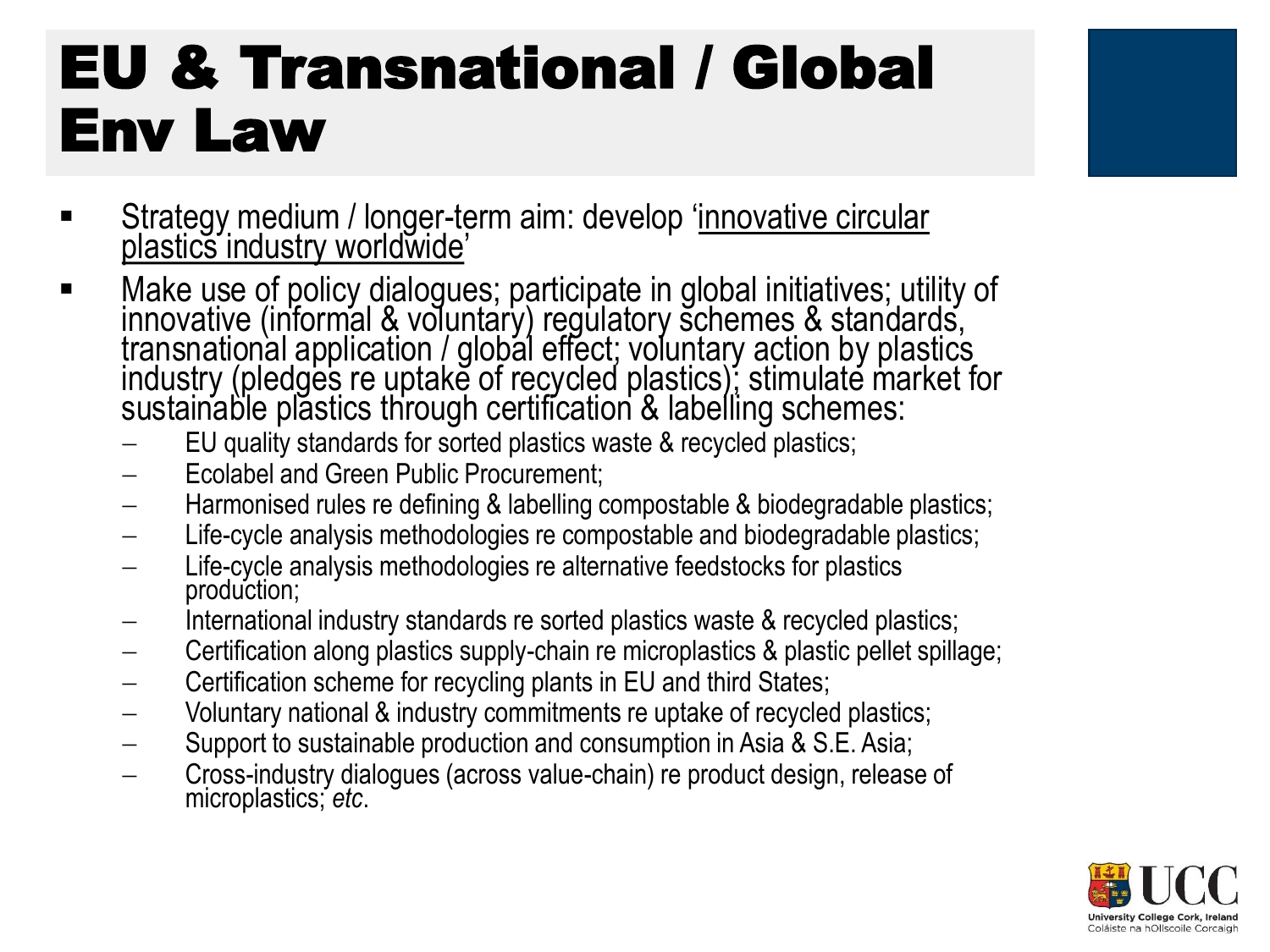# EU & Transnational / Global Env Law

- Strategy medium / longer-term aim: develop '<u>innovative circular plastics industry worldwide</u>'
- Make use of policy dialogues; participate in global initiatives; utility of innovative (informal & voluntary) regulatory schemes & standards, transnational application / global effect; voluntary action by plastics industry (pledges re uptake of recycled plastics); stimulate market for sustainable plastics through certification & labelling schemes:
  - EU quality standards for sorted plastics waste & recycled plastics;
  - Ecolabel and Green Public Procurement;
  - Harmonised rules re defining & labelling compostable & biodegradable plastics;
  - Life-cycle analysis methodologies re compostable and biodegradable plastics;
  - Life-cycle analysis methodologies re alternative feedstocks for plastics production;
  - International industry standards re sorted plastics waste & recycled plastics;
  - Certification along plastics supply-chain re microplastics & plastic pellet spillage;
  - Certification scheme for recycling plants in EU and third States;
  - Voluntary national & industry commitments re uptake of recycled plastics;
  - Support to sustainable production and consumption in Asia & S.E. Asia;
  - Cross-industry dialogues (across value-chain) re product design, release of microplastics; *etc*.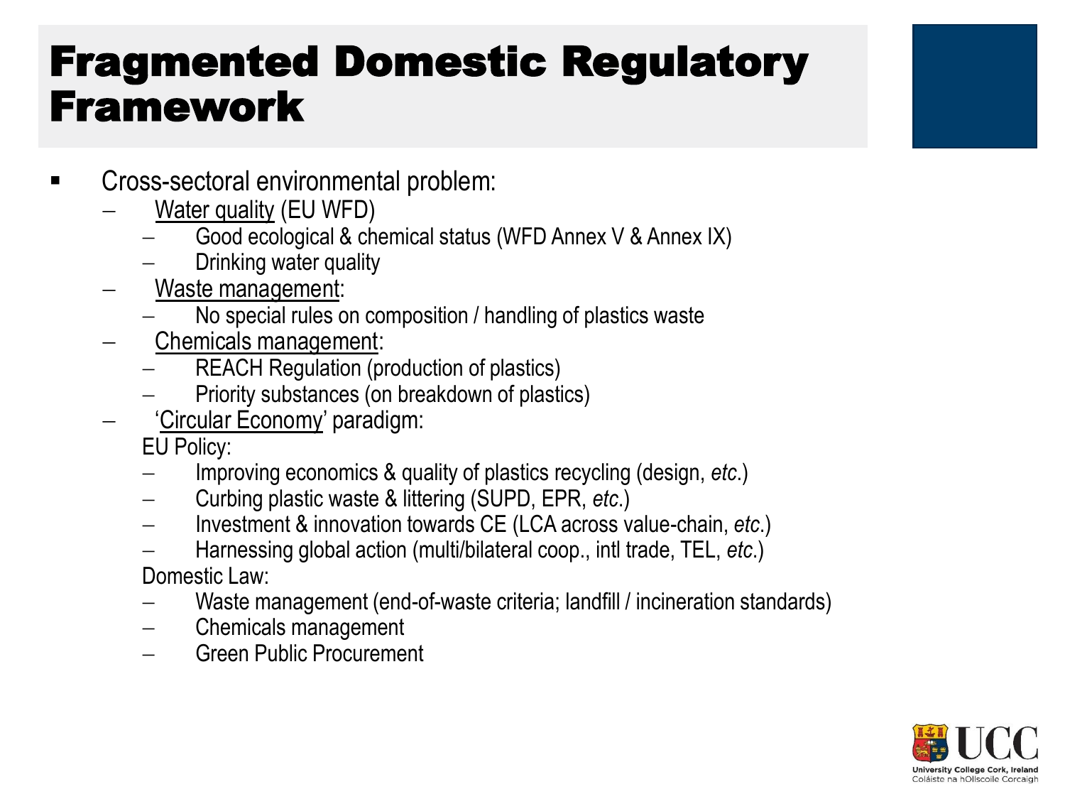# Fragmented Domestic Regulatory Framework

- Cross-sectoral environmental problem:
  - Water quality (EU WFD)
    - Good ecological & chemical status (WFD Annex V & Annex IX)
    - Drinking water quality
  - Waste management:
    - No special rules on composition / handling of plastics waste
  - Chemicals management:
    - REACH Regulation (production of plastics)
    - Priority substances (on breakdown of plastics)
  - 'Circular Economy' paradigm:

    EU Policy:
    - Improving economics & quality of plastics recycling (design, *etc*.)
    - Curbing plastic waste & littering (SUPD, EPR, *etc*.)
    - Investment & innovation towards CE (LCA across value-chain, *etc*.)
    - Harnessing global action (multi/bilateral coop., intl trade, TEL, *etc*.)

    Domestic Law:
    - Waste management (end-of-waste criteria; landfill / incineration standards)
    - Chemicals management
    - Green Public Procurement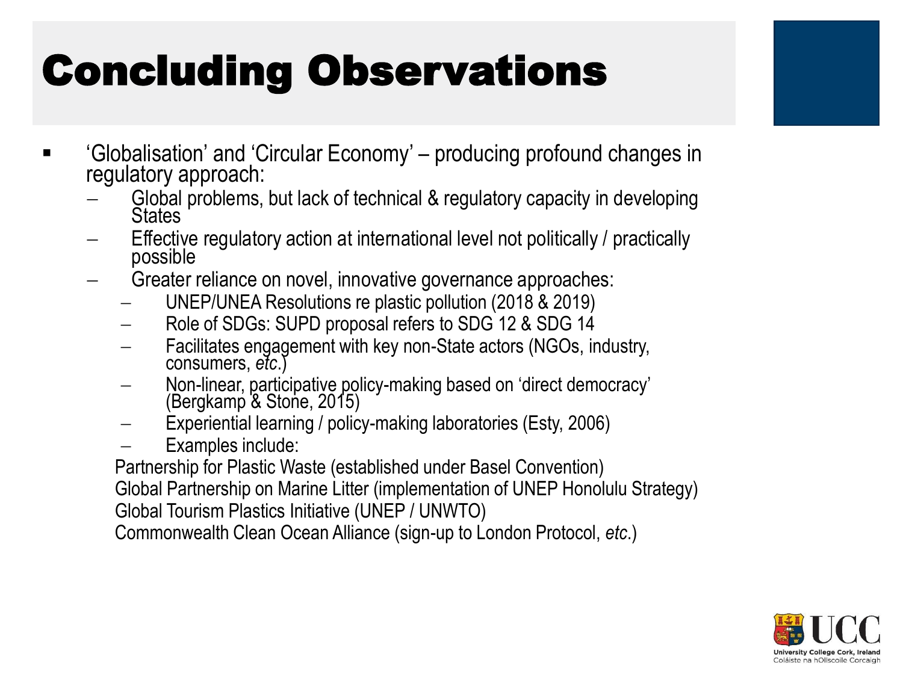# Concluding Observations

- 'Globalisation' and 'Circular Economy' – producing profound changes in regulatory approach:
  - Global problems, but lack of technical & regulatory capacity in developing States
  - Effective regulatory action at international level not politically / practically possible
  - Greater reliance on novel, innovative governance approaches:
    - UNEP/UNEA Resolutions re plastic pollution (2018 & 2019)
    - Role of SDGs: SUPD proposal refers to SDG 12 & SDG 14
    - Facilitates engagement with key non-State actors (NGOs, industry, consumers, *etc*.)
    - Non-linear, participative policy-making based on 'direct democracy' (Bergkamp & Stone, 2015)
    - Experiential learning / policy-making laboratories (Esty, 2006)
    - Examples include:

      Partnership for Plastic Waste (established under Basel Convention)

      Global Partnership on Marine Litter (implementation of UNEP Honolulu Strategy)

      Global Tourism Plastics Initiative (UNEP / UNWTO)

      Commonwealth Clean Ocean Alliance (sign-up to London Protocol, *etc*.)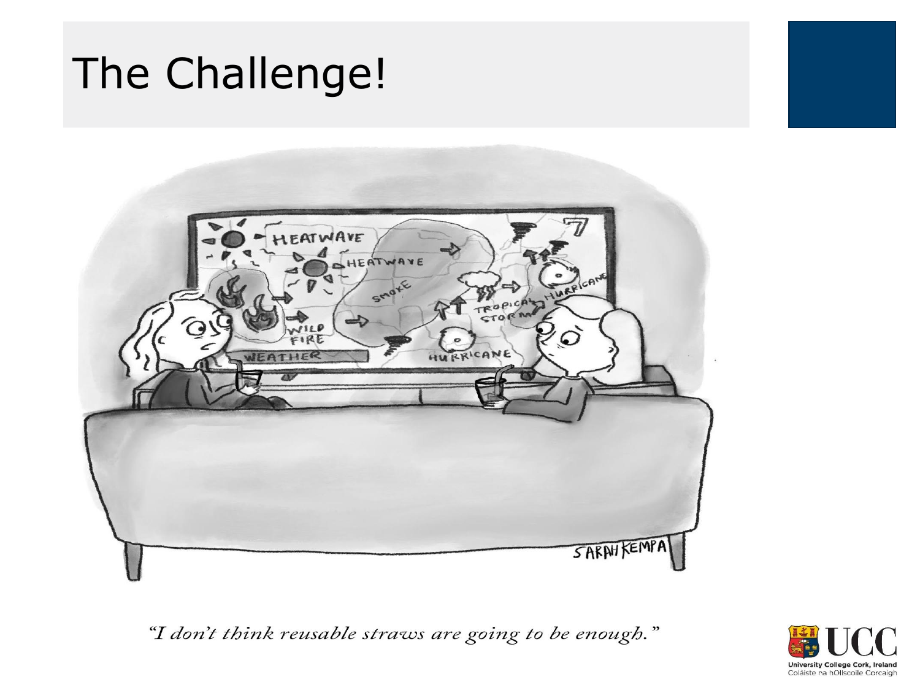# The Challenge!

*"I don't think reusable straws are going to be enough."*